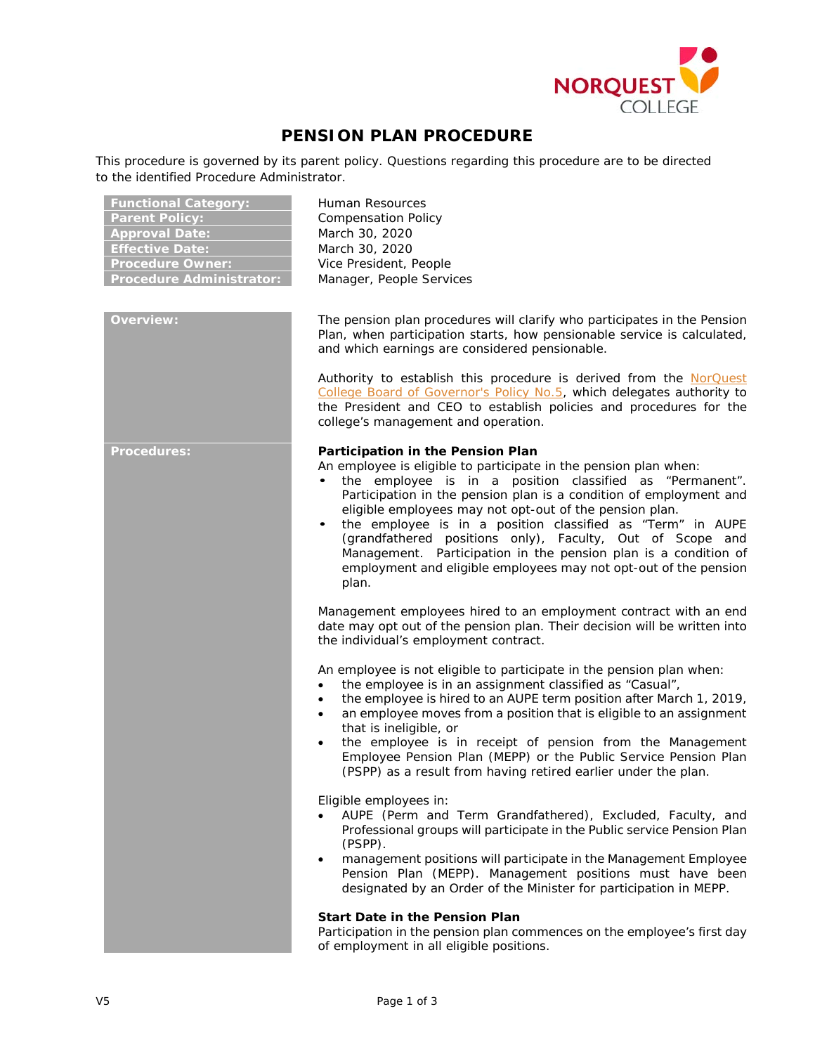# PENSION PLAN PROCEDURE

This procedure is governed by its parent policy. Questions regarding this procedure are to be directed to the identified Procedure Administrator.

| | |
|---|---|
| **Functional Category:** | Human Resources |
| **Parent Policy:** | Compensation Policy |
| **Approval Date:** | March 30, 2020 |
| **Effective Date:** | March 30, 2020 |
| **Procedure Owner:** | Vice President, People |
| **Procedure Administrator:** | Manager, People Services |

## Overview:

The pension plan procedures will clarify who participates in the Pension Plan, when participation starts, how pensionable service is calculated, and which earnings are considered pensionable.

Authority to establish this procedure is derived from the NorQuest College Board of Governor's Policy No.5, which delegates authority to the President and CEO to establish policies and procedures for the college's management and operation.

## Procedures:

**Participation in the Pension Plan**

An employee is eligible to participate in the pension plan when:

- the employee is in a position classified as "Permanent". Participation in the pension plan is a condition of employment and eligible employees may not opt-out of the pension plan.
- the employee is in a position classified as "Term" in AUPE (grandfathered positions only), Faculty, Out of Scope and Management. Participation in the pension plan is a condition of employment and eligible employees may not opt-out of the pension plan.

Management employees hired to an employment contract with an end date may opt out of the pension plan. Their decision will be written into the individual's employment contract.

An employee is not eligible to participate in the pension plan when:

- the employee is in an assignment classified as "Casual",
- the employee is hired to an AUPE term position after March 1, 2019,
- an employee moves from a position that is eligible to an assignment that is ineligible, or
- the employee is in receipt of pension from the Management Employee Pension Plan (MEPP) or the Public Service Pension Plan (PSPP) as a result from having retired earlier under the plan.

Eligible employees in:

- AUPE (Perm and Term Grandfathered), Excluded, Faculty, and Professional groups will participate in the Public service Pension Plan (PSPP).
- management positions will participate in the Management Employee Pension Plan (MEPP). Management positions must have been designated by an Order of the Minister for participation in MEPP.

**Start Date in the Pension Plan**

Participation in the pension plan commences on the employee's first day of employment in all eligible positions.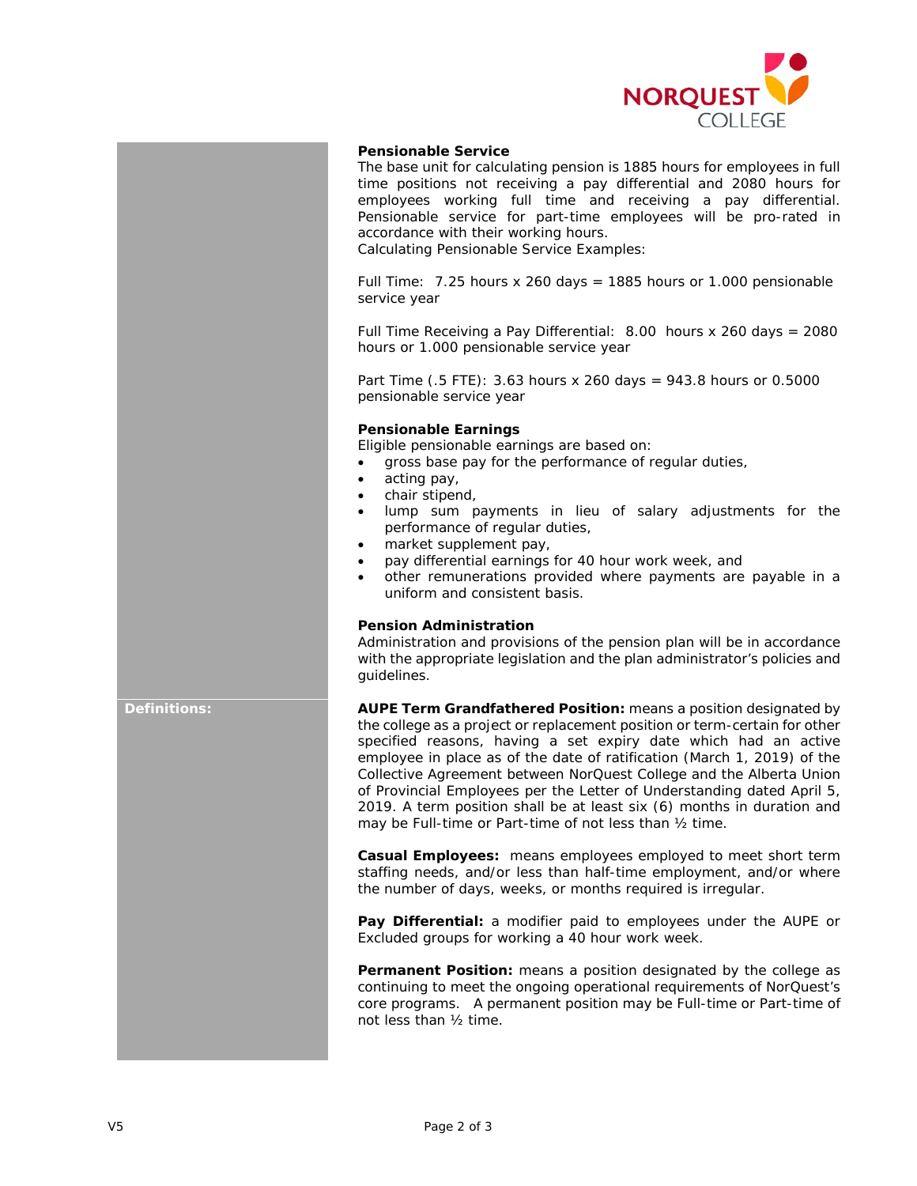**Pensionable Service**

The base unit for calculating pension is 1885 hours for employees in full time positions not receiving a pay differential and 2080 hours for employees working full time and receiving a pay differential. Pensionable service for part-time employees will be pro-rated in accordance with their working hours.

Calculating Pensionable Service Examples:

Full Time: 7.25 hours x 260 days = 1885 hours or 1.000 pensionable service year

Full Time Receiving a Pay Differential: 8.00 hours x 260 days = 2080 hours or 1.000 pensionable service year

Part Time (.5 FTE): 3.63 hours x 260 days = 943.8 hours or 0.5000 pensionable service year

**Pensionable Earnings**

Eligible pensionable earnings are based on:

- gross base pay for the performance of regular duties,
- acting pay,
- chair stipend,
- lump sum payments in lieu of salary adjustments for the performance of regular duties,
- market supplement pay,
- pay differential earnings for 40 hour work week, and
- other remunerations provided where payments are payable in a uniform and consistent basis.

**Pension Administration**

Administration and provisions of the pension plan will be in accordance with the appropriate legislation and the plan administrator's policies and guidelines.

**Definitions:**

**AUPE Term Grandfathered Position:** means a position designated by the college as a project or replacement position or term-certain for other specified reasons, having a set expiry date which had an active employee in place as of the date of ratification (March 1, 2019) of the Collective Agreement between NorQuest College and the Alberta Union of Provincial Employees per the Letter of Understanding dated April 5, 2019. A term position shall be at least six (6) months in duration and may be Full-time or Part-time of not less than ½ time.

**Casual Employees:** means employees employed to meet short term staffing needs, and/or less than half-time employment, and/or where the number of days, weeks, or months required is irregular.

**Pay Differential:** a modifier paid to employees under the AUPE or Excluded groups for working a 40 hour work week.

**Permanent Position:** means a position designated by the college as continuing to meet the ongoing operational requirements of NorQuest's core programs. A permanent position may be Full-time or Part-time of not less than ½ time.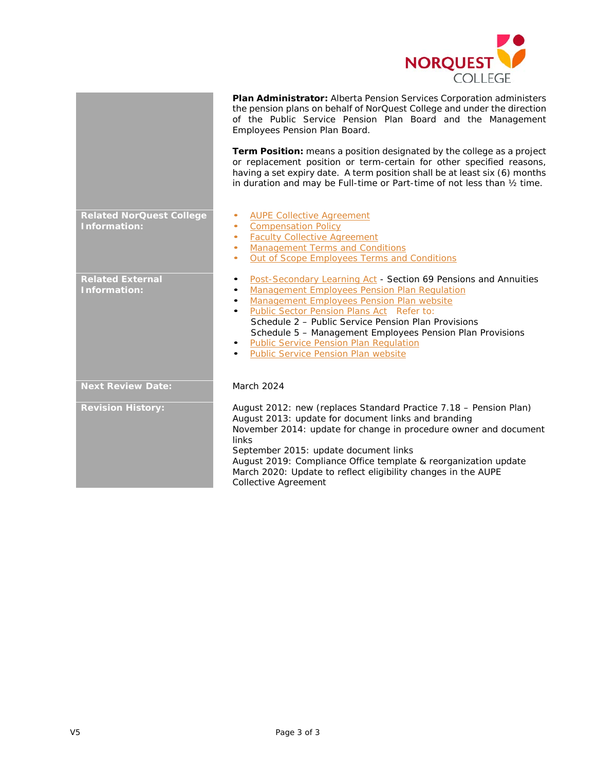| | |
|---|---|
| | **Plan Administrator:** Alberta Pension Services Corporation administers the pension plans on behalf of NorQuest College and under the direction of the Public Service Pension Plan Board and the Management Employees Pension Plan Board.<br><br>**Term Position:** means a position designated by the college as a project or replacement position or term-certain for other specified reasons, having a set expiry date. A term position shall be at least six (6) months in duration and may be Full-time or Part-time of not less than ½ time. |
| **Related NorQuest College Information:** | • AUPE Collective Agreement<br>• Compensation Policy<br>• Faculty Collective Agreement<br>• Management Terms and Conditions<br>• Out of Scope Employees Terms and Conditions |
| **Related External Information:** | • Post-Secondary Learning Act - Section 69 Pensions and Annuities<br>• Management Employees Pension Plan Regulation<br>• Management Employees Pension Plan website<br>• Public Sector Pension Plans Act Refer to:<br>Schedule 2 – Public Service Pension Plan Provisions<br>Schedule 5 – Management Employees Pension Plan Provisions<br>• Public Service Pension Plan Regulation<br>• Public Service Pension Plan website |
| **Next Review Date:** | March 2024 |
| **Revision History:** | August 2012: new (replaces Standard Practice 7.18 – Pension Plan)<br>August 2013: update for document links and branding<br>November 2014: update for change in procedure owner and document links<br>September 2015: update document links<br>August 2019: Compliance Office template & reorganization update<br>March 2020: Update to reflect eligibility changes in the AUPE Collective Agreement |

V5